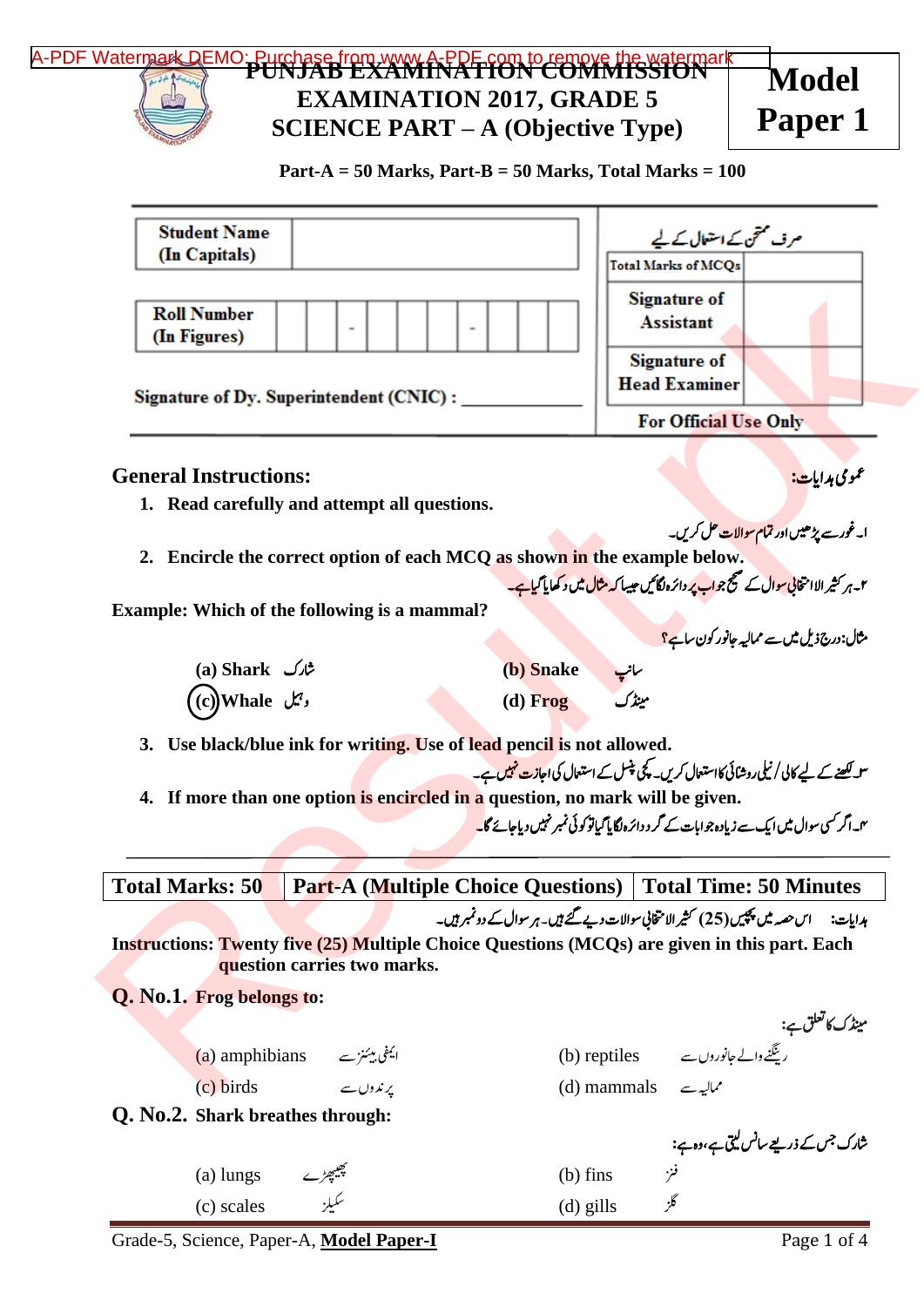# PUNJAB EXAMINATION COMMISSION
## EXAMINATION 2017, GRADE 5
## SCIENCE PART – A (Objective Type)

**Model Paper 1**

**Part-A = 50 Marks, Part-B = 50 Marks, Total Marks = 100**

| Student Name (In Capitals) | |
|---|---|
| Roll Number (In Figures) | - - |

Signature of Dy. Superintendent (CNIC) : ____________

| صرف ممتحن کے استعمال کے لیے | |
|---|---|
| Total Marks of MCQs | |
| Signature of Assistant | |
| Signature of Head Examiner | |
| For Official Use Only | |

### General Instructions:

عمومی ہدایات:

1. **Read carefully and attempt all questions.**

ا۔ غور سے پڑھیں اور تمام سوالات حل کریں۔

2. **Encircle the correct option of each MCQ as shown in the example below.**

۲۔ ہر کثیر الانتخابی سوال کے صحیح جواب پر دائرہ لگائیں جیسا کہ مثال میں دکھایا گیا ہے۔

**Example: Which of the following is a mammal?**

مثال: درج ذیل میں سے ممالیہ جانور کون سا ہے؟

(a) Shark شارک (b) Snake سانپ
(c) Whale وہیل (d) Frog مینڈک

3. **Use black/blue ink for writing. Use of lead pencil is not allowed.**

۳۔ لکھنے کے لیے کالی/نیلی روشنائی کا استعمال کریں۔ کچی پنسل کے استعمال کی اجازت نہیں ہے۔

4. **If more than one option is encircled in a question, no mark will be given.**

۴۔ اگر کسی سوال میں ایک سے زیادہ جوابات کے گرد دائرہ لگایا گیا تو کوئی نمبر نہیں دیا جائے گا۔

| Total Marks: 50 | Part-A (Multiple Choice Questions) | Total Time: 50 Minutes |
|---|---|---|

ہدایات: اس حصہ میں پچیس (25) کثیر الانتخابی سوالات دیے گئے ہیں۔ ہر سوال کے دو نمبر ہیں۔

**Instructions: Twenty five (25) Multiple Choice Questions (MCQs) are given in this part. Each question carries two marks.**

**Q. No.1. Frog belongs to:**

مینڈک کا تعلق ہے:

(a) amphibians ایمفی بینز سے (b) reptiles رینگنے والے جانوروں سے
(c) birds پرندوں سے (d) mammals ممالیہ سے

**Q. No.2. Shark breathes through:**

شارک جس کے ذریعے سانس لیتی ہے، وہ ہے:

(a) lungs پھیپھڑے (b) fins فنز
(c) scales سکیلز (d) gills گلز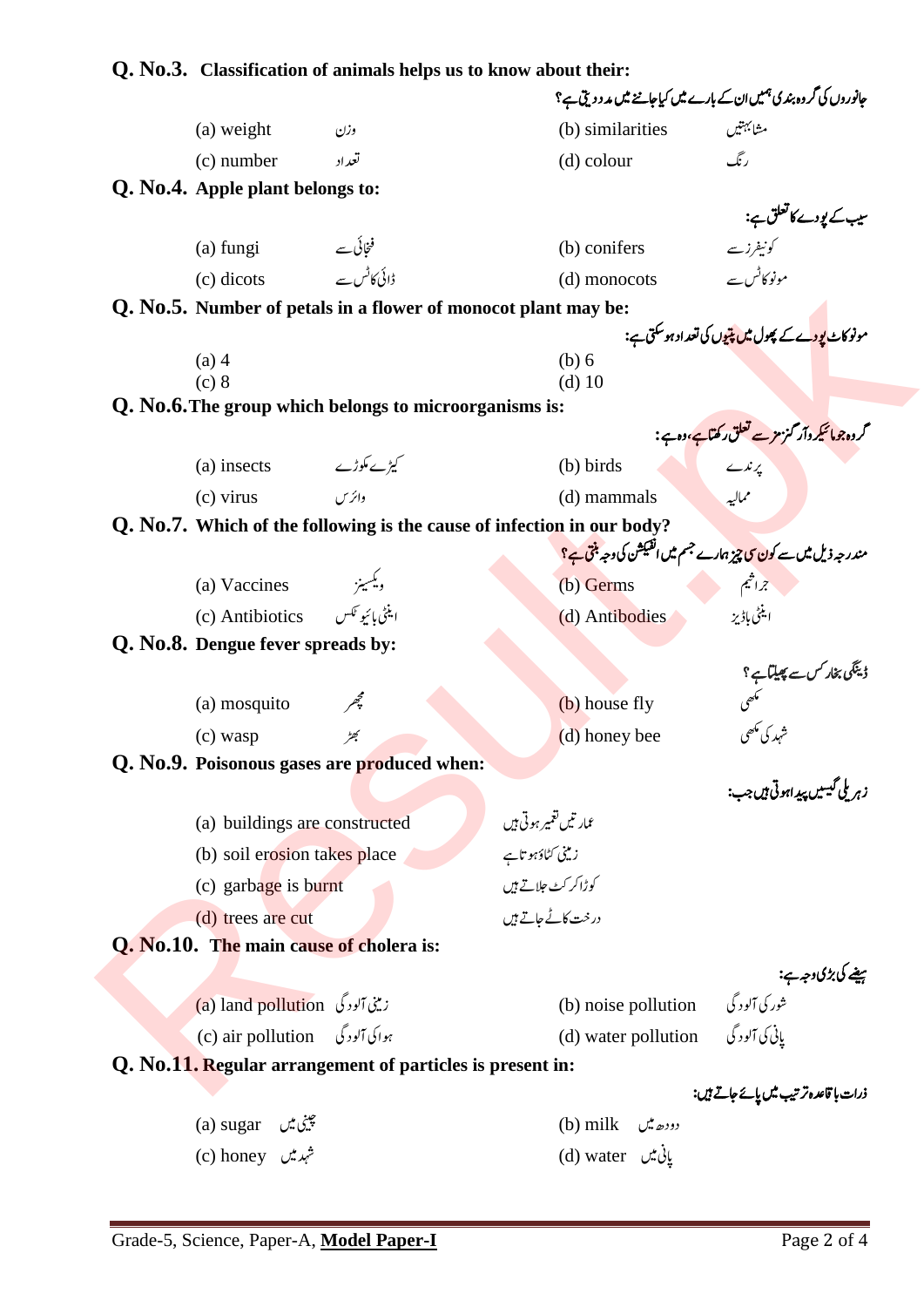**Q. No.3. Classification of animals helps us to know about their:**

جانوروں کی گروہ بندی ہمیں ان کے بارے میں کیا جاننے میں مدد دیتی ہے؟

(a) weight وزن
(b) similarities مشابہتیں
(c) number تعداد
(d) colour رنگ

**Q. No.4. Apple plant belongs to:**

سیب کے پودے کا تعلق ہے:

(a) fungi فنجائی سے
(b) conifers کونیفرز سے
(c) dicots ڈائی کاٹس سے
(d) monocots مونو کاٹس سے

**Q. No.5. Number of petals in a flower of monocot plant may be:**

مونوکاٹ پودے کے پھول میں پتیوں کی تعداد ہو سکتی ہے:

(a) 4
(b) 6
(c) 8
(d) 10

**Q. No.6. The group which belongs to microorganisms is:**

گروہ جو مائیکروآرگنزمز سے تعلق رکھتا ہے، وہ ہے:

(a) insects کیڑے مکوڑے
(b) birds پرندے
(c) virus وائرس
(d) mammals ممالیہ

**Q. No.7. Which of the following is the cause of infection in our body?**

مندرجہ ذیل میں سے کون سی چیز ہمارے جسم میں انفیکشن کی وجہ بنتی ہے؟

(a) Vaccines ویکسینز
(b) Germs جراثیم
(c) Antibiotics اینٹی بائیوٹکس
(d) Antibodies اینٹی باڈیز

**Q. No.8. Dengue fever spreads by:**

ڈینگی بخار کس سے پھیلتا ہے؟

(a) mosquito مچھر
(b) house fly مکھی
(c) wasp بھڑ
(d) honey bee شہد کی مکھی

**Q. No.9. Poisonous gases are produced when:**

زہریلی گیسیں پیدا ہوتی ہیں جب:

(a) buildings are constructed عمارتیں تعمیر ہوتی ہیں
(b) soil erosion takes place زمینی کٹاؤ ہوتا ہے
(c) garbage is burnt کوڑا کرکٹ جلاتے ہیں
(d) trees are cut درخت کاٹے جاتے ہیں

**Q. No.10. The main cause of cholera is:**

ہیضے کی بڑی وجہ ہے:

(a) land pollution زمینی آلودگی
(b) noise pollution شور کی آلودگی
(c) air pollution ہوائی آلودگی
(d) water pollution پانی کی آلودگی

**Q. No.11. Regular arrangement of particles is present in:**

ذرات باقاعدہ ترتیب میں پائے جاتے ہیں:

(a) sugar چینی میں
(b) milk دودھ میں
(c) honey شہد میں
(d) water پانی میں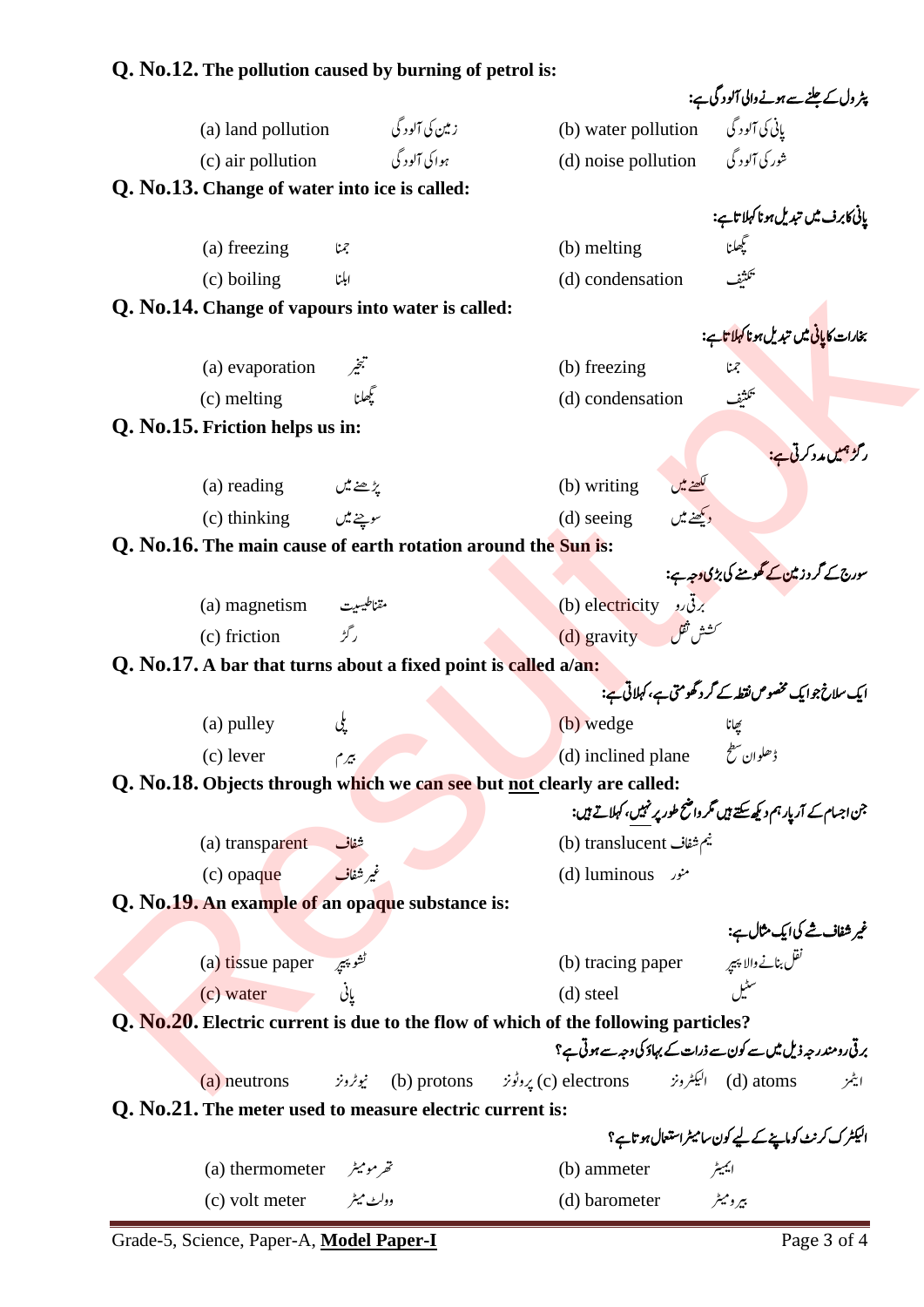**Q. No.12.** **The pollution caused by burning of petrol is:**

پٹرول کے جلنے سے ہونے والی آلودگی ہے:

(a) land pollution زمین کی آلودگی (b) water pollution پانی کی آلودگی

(c) air pollution ہوا کی آلودگی (d) noise pollution شور کی آلودگی

**Q. No.13.** **Change of water into ice is called:**

پانی کا برف میں تبدیل ہونا کہلاتا ہے:

(a) freezing جمنا (b) melting پگھلنا

(c) boiling ابلنا (d) condensation تکثیف

**Q. No.14.** **Change of vapours into water is called:**

بخارات کا پانی میں تبدیل ہونا کہلاتا ہے:

(a) evaporation تبخیر (b) freezing جمنا

(c) melting پگھلنا (d) condensation تکثیف

**Q. No.15.** **Friction helps us in:**

رگڑ ہمیں مدد کرتی ہے:

(a) reading پڑھنے میں (b) writing لکھنے میں

(c) thinking سوچنے میں (d) seeing دیکھنے میں

**Q. No.16.** **The main cause of earth rotation around the Sun is:**

سورج کے گرد زمین کے گھومنے کی بڑی وجہ ہے:

(a) magnetism مقناطیسیت (b) electricity برقی رو

(c) friction رگڑ (d) gravity کشش ثقل

**Q. No.17.** **A bar that turns about a fixed point is called a/an:**

ایک سلاخ جو ایک مخصوص نقطہ کے گرد گھومتی ہے، کہلاتی ہے:

(a) pulley پلی (b) wedge پھانا

(c) lever بیرم (d) inclined plane ڈھلوان سطح

**Q. No.18.** **Objects through which we can see but not clearly are called:**

جن اجسام کے آر پار ہم دیکھ سکتے ہیں مگر واضح طور پر نہیں، کہلاتے ہیں:

(a) transparent شفاف (b) translucent نیم شفاف

(c) opaque غیر شفاف (d) luminous منور

**Q. No.19.** **An example of an opaque substance is:**

غیر شفاف شے کی ایک مثال ہے:

(a) tissue paper ٹشو پیپر (b) tracing paper نقل بنانے والا پیپر

(c) water پانی (d) steel سٹیل

**Q. No.20.** **Electric current is due to the flow of which of the following particles?**

برقی رو مندرجہ ذیل میں سے کون سے ذرات کے بہاؤ کی وجہ سے ہوتی ہے؟

(a) neutrons نیوٹرونز (b) protons پروٹونز (c) electrons الیکٹرونز (d) atoms ایٹمز

**Q. No.21.** **The meter used to measure electric current is:**

الیکٹرک کرنٹ کو ماپنے کے لیے کون سا میٹر استعمال ہوتا ہے؟

(a) thermometer تھرمومیٹر (b) ammeter ایمیٹر

(c) volt meter وولٹ میٹر (d) barometer بیرومیٹر

Grade-5, Science, Paper-A, **Model Paper-I**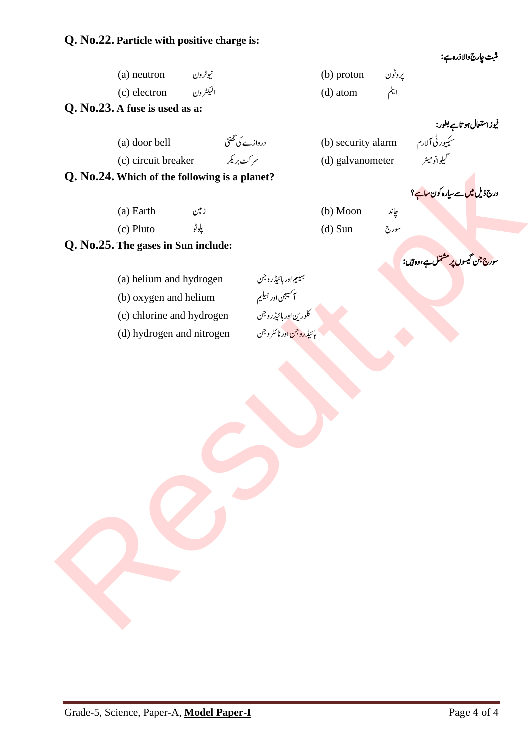**Q. No.22. Particle with positive charge is:**

مثبت چارج والا ذرہ ہے:

(a) neutron نیوٹرون (b) proton پروٹون

(c) electron الیکٹرون (d) atom ایٹم

**Q. No.23. A fuse is used as a:**

فیوز استعمال ہوتا ہے بطور:

(a) door bell دروازے کی گھنٹی (b) security alarm سیکیورٹی آلارم

(c) circuit breaker سرکٹ بریکر (d) galvanometer گیلوانومیٹر

**Q. No.24. Which of the following is a planet?**

درج ذیل میں سے سیارہ کون سا ہے؟

(a) Earth زمین (b) Moon چاند

(c) Pluto پلوٹو (d) Sun سورج

**Q. No.25. The gases in Sun include:**

سورج جن گیسوں پر مشتمل ہے، وہ ہیں:

(a) helium and hydrogen ہیلیم اور ہائیڈروجن

(b) oxygen and helium آکسیجن اور ہیلیم

(c) chlorine and hydrogen کلورین اور ہائیڈروجن

(d) hydrogen and nitrogen ہائیڈروجن اور نائٹروجن